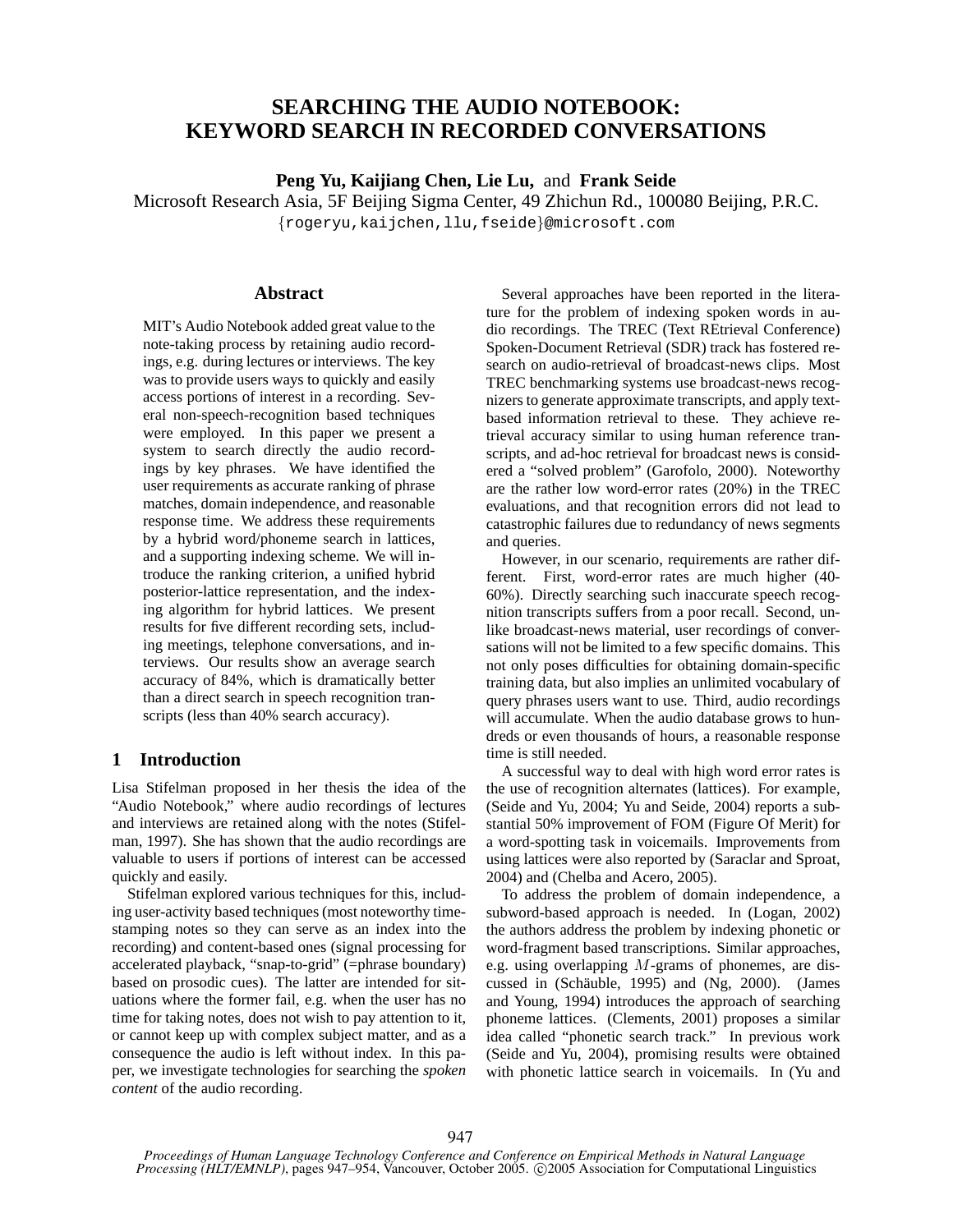# SEARCHING THE AUDIO NOTEBOOK: KEYWORD SEARCH IN RECORDED CONVERSATIONS

**Peng Yu, Kaijiang Chen, Lie Lu,** and **Frank Seide**

Microsoft Research Asia, 5F Beijing Sigma Center, 49 Zhichun Rd., 100080 Beijing, P.R.C.

{rogeryu,kaijchen,llu,fseide}@microsoft.com

## Abstract

MIT's Audio Notebook added great value to the note-taking process by retaining audio recordings, e.g. during lectures or interviews. The key was to provide users ways to quickly and easily access portions of interest in a recording. Several non-speech-recognition based techniques were employed. In this paper we present a system to search directly the audio recordings by key phrases. We have identified the user requirements as accurate ranking of phrase matches, domain independence, and reasonable response time. We address these requirements by a hybrid word/phoneme search in lattices, and a supporting indexing scheme. We will introduce the ranking criterion, a unified hybrid posterior-lattice representation, and the indexing algorithm for hybrid lattices. We present results for five different recording sets, including meetings, telephone conversations, and interviews. Our results show an average search accuracy of 84%, which is dramatically better than a direct search in speech recognition transcripts (less than 40% search accuracy).

## 1 Introduction

Lisa Stifelman proposed in her thesis the idea of the "Audio Notebook," where audio recordings of lectures and interviews are retained along with the notes (Stifelman, 1997). She has shown that the audio recordings are valuable to users if portions of interest can be accessed quickly and easily.

Stifelman explored various techniques for this, including user-activity based techniques (most noteworthy time-stamping notes so they can serve as an index into the recording) and content-based ones (signal processing for accelerated playback, "snap-to-grid" (=phrase boundary) based on prosodic cues). The latter are intended for situations where the former fail, e.g. when the user has no time for taking notes, does not wish to pay attention to it, or cannot keep up with complex subject matter, and as a consequence the audio is left without index. In this paper, we investigate technologies for searching the *spoken content* of the audio recording.

Several approaches have been reported in the literature for the problem of indexing spoken words in audio recordings. The TREC (Text REtrieval Conference) Spoken-Document Retrieval (SDR) track has fostered research on audio-retrieval of broadcast-news clips. Most TREC benchmarking systems use broadcast-news recognizers to generate approximate transcripts, and apply text-based information retrieval to these. They achieve retrieval accuracy similar to using human reference transcripts, and ad-hoc retrieval for broadcast news is considered a "solved problem" (Garofolo, 2000). Noteworthy are the rather low word-error rates (20%) in the TREC evaluations, and that recognition errors did not lead to catastrophic failures due to redundancy of news segments and queries.

However, in our scenario, requirements are rather different. First, word-error rates are much higher (40-60%). Directly searching such inaccurate speech recognition transcripts suffers from a poor recall. Second, unlike broadcast-news material, user recordings of conversations will not be limited to a few specific domains. This not only poses difficulties for obtaining domain-specific training data, but also implies an unlimited vocabulary of query phrases users want to use. Third, audio recordings will accumulate. When the audio database grows to hundreds or even thousands of hours, a reasonable response time is still needed.

A successful way to deal with high word error rates is the use of recognition alternates (lattices). For example, (Seide and Yu, 2004; Yu and Seide, 2004) reports a substantial 50% improvement of FOM (Figure Of Merit) for a word-spotting task in voicemails. Improvements from using lattices were also reported by (Saraclar and Sproat, 2004) and (Chelba and Acero, 2005).

To address the problem of domain independence, a subword-based approach is needed. In (Logan, 2002) the authors address the problem by indexing phonetic or word-fragment based transcriptions. Similar approaches, e.g. using overlapping $M$-grams of phonemes, are discussed in (Schäuble, 1995) and (Ng, 2000). (James and Young, 1994) introduces the approach of searching phoneme lattices. (Clements, 2001) proposes a similar idea called "phonetic search track." In previous work (Seide and Yu, 2004), promising results were obtained with phonetic lattice search in voicemails. In (Yu and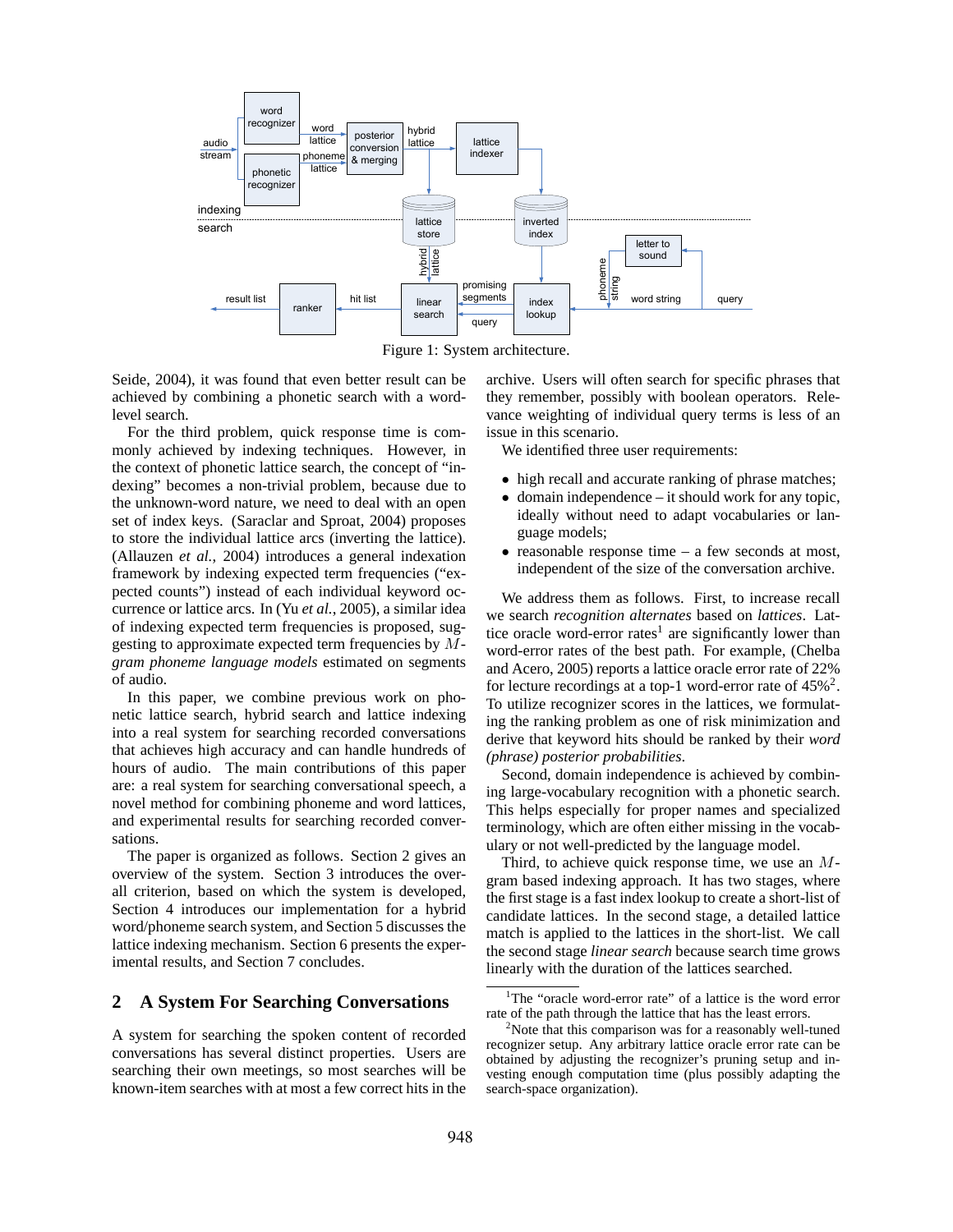Figure 1: System architecture.

Seide, 2004), it was found that even better result can be achieved by combining a phonetic search with a word-level search.

For the third problem, quick response time is commonly achieved by indexing techniques. However, in the context of phonetic lattice search, the concept of "indexing" becomes a non-trivial problem, because due to the unknown-word nature, we need to deal with an open set of index keys. (Saraclar and Sproat, 2004) proposes to store the individual lattice arcs (inverting the lattice). (Allauzen *et al.*, 2004) introduces a general indexation framework by indexing expected term frequencies ("expected counts") instead of each individual keyword occurrence or lattice arcs. In (Yu *et al.*, 2005), a similar idea of indexing expected term frequencies is proposed, suggesting to approximate expected term frequencies by $M$-*gram phoneme language models* estimated on segments of audio.

In this paper, we combine previous work on phonetic lattice search, hybrid search and lattice indexing into a real system for searching recorded conversations that achieves high accuracy and can handle hundreds of hours of audio. The main contributions of this paper are: a real system for searching conversational speech, a novel method for combining phoneme and word lattices, and experimental results for searching recorded conversations.

The paper is organized as follows. Section 2 gives an overview of the system. Section 3 introduces the overall criterion, based on which the system is developed, Section 4 introduces our implementation for a hybrid word/phoneme search system, and Section 5 discusses the lattice indexing mechanism. Section 6 presents the experimental results, and Section 7 concludes.

## 2 A System For Searching Conversations

A system for searching the spoken content of recorded conversations has several distinct properties. Users are searching their own meetings, so most searches will be known-item searches with at most a few correct hits in the archive. Users will often search for specific phrases that they remember, possibly with boolean operators. Relevance weighting of individual query terms is less of an issue in this scenario.

We identified three user requirements:

- high recall and accurate ranking of phrase matches;
- domain independence – it should work for any topic, ideally without need to adapt vocabularies or language models;
- reasonable response time – a few seconds at most, independent of the size of the conversation archive.

We address them as follows. First, to increase recall we search *recognition alternates* based on *lattices*. Lattice oracle word-error rates[1] are significantly lower than word-error rates of the best path. For example, (Chelba and Acero, 2005) reports a lattice oracle error rate of 22% for lecture recordings at a top-1 word-error rate of 45%[2]. To utilize recognizer scores in the lattices, we formulating the ranking problem as one of risk minimization and derive that keyword hits should be ranked by their *word (phrase) posterior probabilities*.

Second, domain independence is achieved by combining large-vocabulary recognition with a phonetic search. This helps especially for proper names and specialized terminology, which are often either missing in the vocabulary or not well-predicted by the language model.

Third, to achieve quick response time, we use an $M$-gram based indexing approach. It has two stages, where the first stage is a fast index lookup to create a short-list of candidate lattices. In the second stage, a detailed lattice match is applied to the lattices in the short-list. We call the second stage *linear search* because search time grows linearly with the duration of the lattices searched.

[1] The "oracle word-error rate" of a lattice is the word error rate of the path through the lattice that has the least errors.

[2] Note that this comparison was for a reasonably well-tuned recognizer setup. Any arbitrary lattice oracle error rate can be obtained by adjusting the recognizer's pruning setup and investing enough computation time (plus possibly adapting the search-space organization).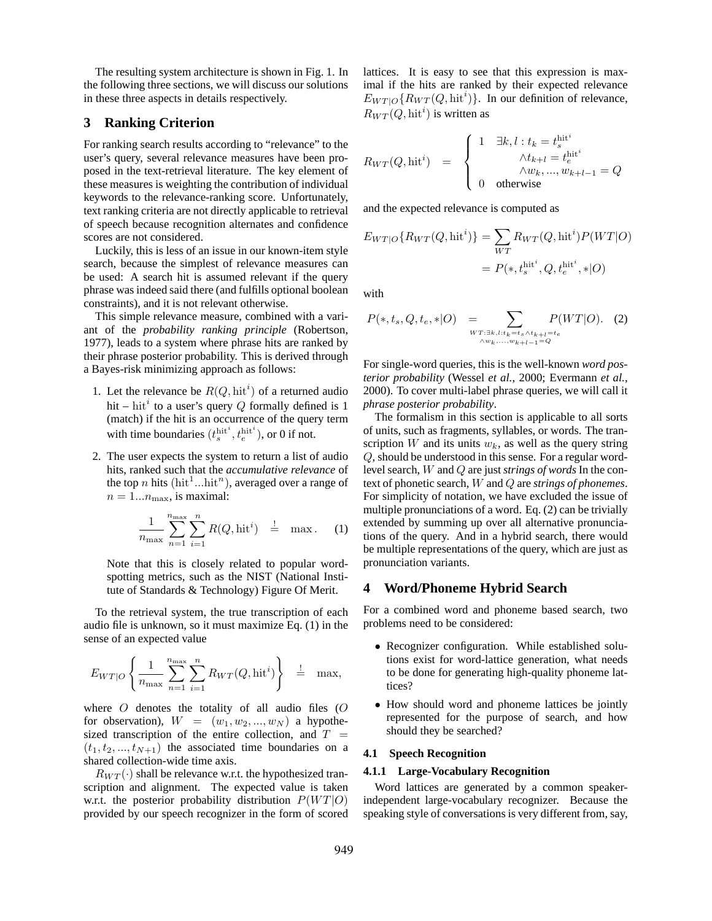The resulting system architecture is shown in Fig. 1. In the following three sections, we will discuss our solutions in these three aspects in details respectively.

## 3 Ranking Criterion

For ranking search results according to "relevance" to the user's query, several relevance measures have been proposed in the text-retrieval literature. The key element of these measures is weighting the contribution of individual keywords to the relevance-ranking score. Unfortunately, text ranking criteria are not directly applicable to retrieval of speech because recognition alternates and confidence scores are not considered.

Luckily, this is less of an issue in our known-item style search, because the simplest of relevance measures can be used: A search hit is assumed relevant if the query phrase was indeed said there (and fulfills optional boolean constraints), and it is not relevant otherwise.

This simple relevance measure, combined with a variant of the *probability ranking principle* (Robertson, 1977), leads to a system where phrase hits are ranked by their phrase posterior probability. This is derived through a Bayes-risk minimizing approach as follows:

1. Let the relevance be $R(Q, \mathrm{hit}^i)$ of a returned audio hit – $\mathrm{hit}^i$ to a user's query $Q$ formally defined is 1 (match) if the hit is an occurrence of the query term with time boundaries $(t_s^{\mathrm{hit}^i}, t_e^{\mathrm{hit}^i})$, or 0 if not.

2. The user expects the system to return a list of audio hits, ranked such that the *accumulative relevance* of the top $n$ hits $(\mathrm{hit}^1 ... \mathrm{hit}^n)$, averaged over a range of $n = 1 ... n_{\max}$, is maximal:

$$\frac{1}{n_{\max}} \sum_{n=1}^{n_{\max}} \sum_{i=1}^{n} R(Q, \mathrm{hit}^i) \stackrel{!}{=} \max . \quad (1)$$

   Note that this is closely related to popular word-spotting metrics, such as the NIST (National Institute of Standards & Technology) Figure Of Merit.

To the retrieval system, the true transcription of each audio file is unknown, so it must maximize Eq. (1) in the sense of an expected value

$$E_{WT|O} \left\{ \frac{1}{n_{\max}} \sum_{n=1}^{n_{\max}} \sum_{i=1}^{n} R_{WT}(Q, \mathrm{hit}^i) \right\} \stackrel{!}{=} \max,$$

where $O$ denotes the totality of all audio files ($O$ for observation), $W = (w_1, w_2, ..., w_N)$ a hypothesized transcription of the entire collection, and $T = (t_1, t_2, ..., t_{N+1})$ the associated time boundaries on a shared collection-wide time axis.

$R_{WT}(\cdot)$ shall be relevance w.r.t. the hypothesized transcription and alignment. The expected value is taken w.r.t. the posterior probability distribution $P(WT|O)$ provided by our speech recognizer in the form of scored lattices. It is easy to see that this expression is maximal if the hits are ranked by their expected relevance $E_{WT|O}\{R_{WT}(Q, \mathrm{hit}^i)\}$. In our definition of relevance, $R_{WT}(Q, \mathrm{hit}^i)$ is written as

$$R_{WT}(Q, \mathrm{hit}^i) = \begin{cases} 1 & \exists k, l : t_k = t_s^{\mathrm{hit}^i} \\ & \wedge t_{k+l} = t_e^{\mathrm{hit}^i} \\ & \wedge w_k, ..., w_{k+l-1} = Q \\ 0 & \text{otherwise} \end{cases}$$

and the expected relevance is computed as

$$\begin{aligned} E_{WT|O}\{R_{WT}(Q, \mathrm{hit}^i)\} &= \sum_{WT} R_{WT}(Q, \mathrm{hit}^i) P(WT|O) \\ &= P(*, t_s^{\mathrm{hit}^i}, Q, t_e^{\mathrm{hit}^i}, *|O) \end{aligned}$$

with

$$P(*, t_s, Q, t_e, *|O) = \sum_{\substack{WT: \exists k,l: t_k = t_s \wedge t_{k+l} = t_e \\ \wedge w_k, ..., w_{k+l-1} = Q}} P(WT|O). \quad (2)$$

For single-word queries, this is the well-known *word posterior probability* (Wessel *et al.*, 2000; Evermann *et al.*, 2000). To cover multi-label phrase queries, we will call it *phrase posterior probability*.

The formalism in this section is applicable to all sorts of units, such as fragments, syllables, or words. The transcription $W$ and its units $w_k$, as well as the query string $Q$, should be understood in this sense. For a regular word-level search, $W$ and $Q$ are just *strings of words* In the context of phonetic search, $W$ and $Q$ are *strings of phonemes*. For simplicity of notation, we have excluded the issue of multiple pronunciations of a word. Eq. (2) can be trivially extended by summing up over all alternative pronunciations of the query. And in a hybrid search, there would be multiple representations of the query, which are just as pronunciation variants.

## 4 Word/Phoneme Hybrid Search

For a combined word and phoneme based search, two problems need to be considered:

- Recognizer configuration. While established solutions exist for word-lattice generation, what needs to be done for generating high-quality phoneme lattices?
- How should word and phoneme lattices be jointly represented for the purpose of search, and how should they be searched?

### 4.1 Speech Recognition

#### 4.1.1 Large-Vocabulary Recognition

Word lattices are generated by a common speaker-independent large-vocabulary recognizer. Because the speaking style of conversations is very different from, say,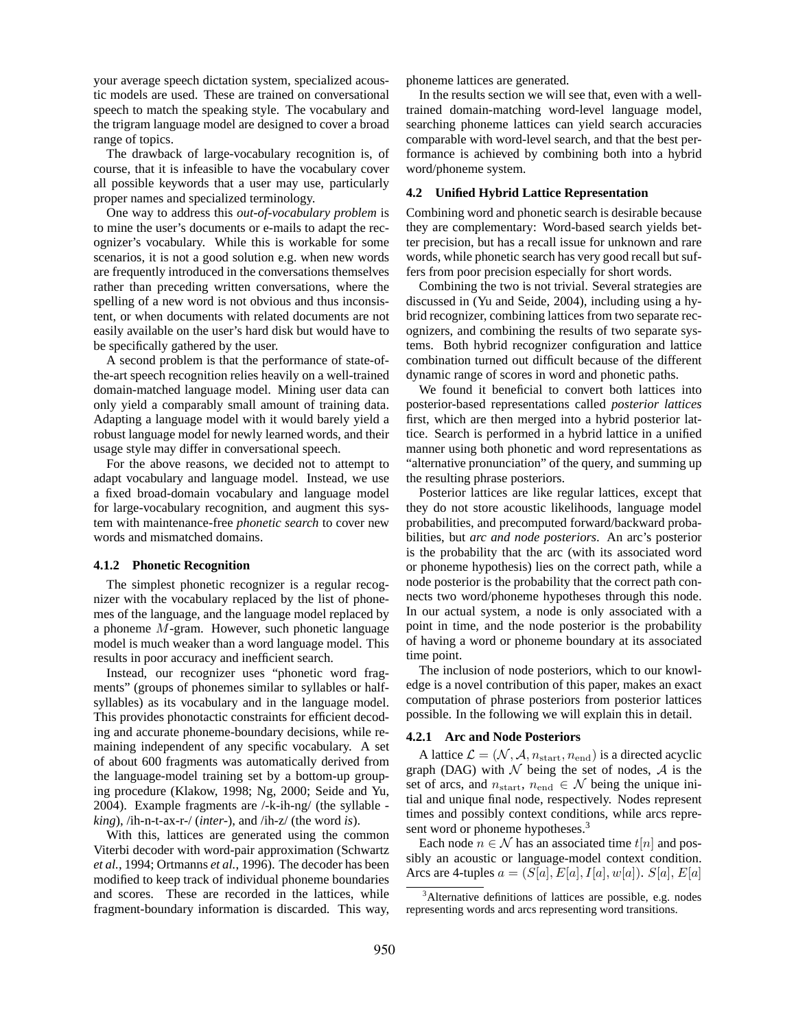your average speech dictation system, specialized acoustic models are used. These are trained on conversational speech to match the speaking style. The vocabulary and the trigram language model are designed to cover a broad range of topics.

The drawback of large-vocabulary recognition is, of course, that it is infeasible to have the vocabulary cover all possible keywords that a user may use, particularly proper names and specialized terminology.

One way to address this *out-of-vocabulary problem* is to mine the user's documents or e-mails to adapt the recognizer's vocabulary. While this is workable for some scenarios, it is not a good solution e.g. when new words are frequently introduced in the conversations themselves rather than preceding written conversations, where the spelling of a new word is not obvious and thus inconsistent, or when documents with related documents are not easily available on the user's hard disk but would have to be specifically gathered by the user.

A second problem is that the performance of state-of-the-art speech recognition relies heavily on a well-trained domain-matched language model. Mining user data can only yield a comparably small amount of training data. Adapting a language model with it would barely yield a robust language model for newly learned words, and their usage style may differ in conversational speech.

For the above reasons, we decided not to attempt to adapt vocabulary and language model. Instead, we use a fixed broad-domain vocabulary and language model for large-vocabulary recognition, and augment this system with maintenance-free *phonetic search* to cover new words and mismatched domains.

#### 4.1.2 Phonetic Recognition

The simplest phonetic recognizer is a regular recognizer with the vocabulary replaced by the list of phonemes of the language, and the language model replaced by a phoneme $M$-gram. However, such phonetic language model is much weaker than a word language model. This results in poor accuracy and inefficient search.

Instead, our recognizer uses "phonetic word fragments" (groups of phonemes similar to syllables or half-syllables) as its vocabulary and in the language model. This provides phonotactic constraints for efficient decoding and accurate phoneme-boundary decisions, while remaining independent of any specific vocabulary. A set of about 600 fragments was automatically derived from the language-model training set by a bottom-up grouping procedure (Klakow, 1998; Ng, 2000; Seide and Yu, 2004). Example fragments are /-k-ih-ng/ (the syllable *-king*), /ih-n-t-ax-r-/ (*inter-*), and /ih-z/ (the word *is*).

With this, lattices are generated using the common Viterbi decoder with word-pair approximation (Schwartz *et al.*, 1994; Ortmanns *et al.*, 1996). The decoder has been modified to keep track of individual phoneme boundaries and scores. These are recorded in the lattices, while fragment-boundary information is discarded. This way, phoneme lattices are generated.

In the results section we will see that, even with a well-trained domain-matching word-level language model, searching phoneme lattices can yield search accuracies comparable with word-level search, and that the best performance is achieved by combining both into a hybrid word/phoneme system.

### 4.2 Unified Hybrid Lattice Representation

Combining word and phonetic search is desirable because they are complementary: Word-based search yields better precision, but has a recall issue for unknown and rare words, while phonetic search has very good recall but suffers from poor precision especially for short words.

Combining the two is not trivial. Several strategies are discussed in (Yu and Seide, 2004), including using a hybrid recognizer, combining lattices from two separate recognizers, and combining the results of two separate systems. Both hybrid recognizer configuration and lattice combination turned out difficult because of the different dynamic range of scores in word and phonetic paths.

We found it beneficial to convert both lattices into posterior-based representations called *posterior lattices* first, which are then merged into a hybrid posterior lattice. Search is performed in a hybrid lattice in a unified manner using both phonetic and word representations as "alternative pronunciation" of the query, and summing up the resulting phrase posteriors.

Posterior lattices are like regular lattices, except that they do not store acoustic likelihoods, language model probabilities, and precomputed forward/backward probabilities, but *arc and node posteriors*. An arc's posterior is the probability that the arc (with its associated word or phoneme hypothesis) lies on the correct path, while a node posterior is the probability that the correct path connects two word/phoneme hypotheses through this node. In our actual system, a node is only associated with a point in time, and the node posterior is the probability of having a word or phoneme boundary at its associated time point.

The inclusion of node posteriors, which to our knowledge is a novel contribution of this paper, makes an exact computation of phrase posteriors from posterior lattices possible. In the following we will explain this in detail.

#### 4.2.1 Arc and Node Posteriors

A lattice $\mathcal{L} = (\mathcal{N}, \mathcal{A}, n_{\text{start}}, n_{\text{end}})$ is a directed acyclic graph (DAG) with $\mathcal{N}$ being the set of nodes, $\mathcal{A}$ is the set of arcs, and $n_{\text{start}}, n_{\text{end}} \in \mathcal{N}$ being the unique initial and unique final node, respectively. Nodes represent times and possibly context conditions, while arcs represent word or phoneme hypotheses.[3]

Each node $n \in \mathcal{N}$ has an associated time $t[n]$ and possibly an acoustic or language-model context condition. Arcs are 4-tuples $a = (S[a], E[a], I[a], w[a])$. $S[a]$, $E[a]$

[3] Alternative definitions of lattices are possible, e.g. nodes representing words and arcs representing word transitions.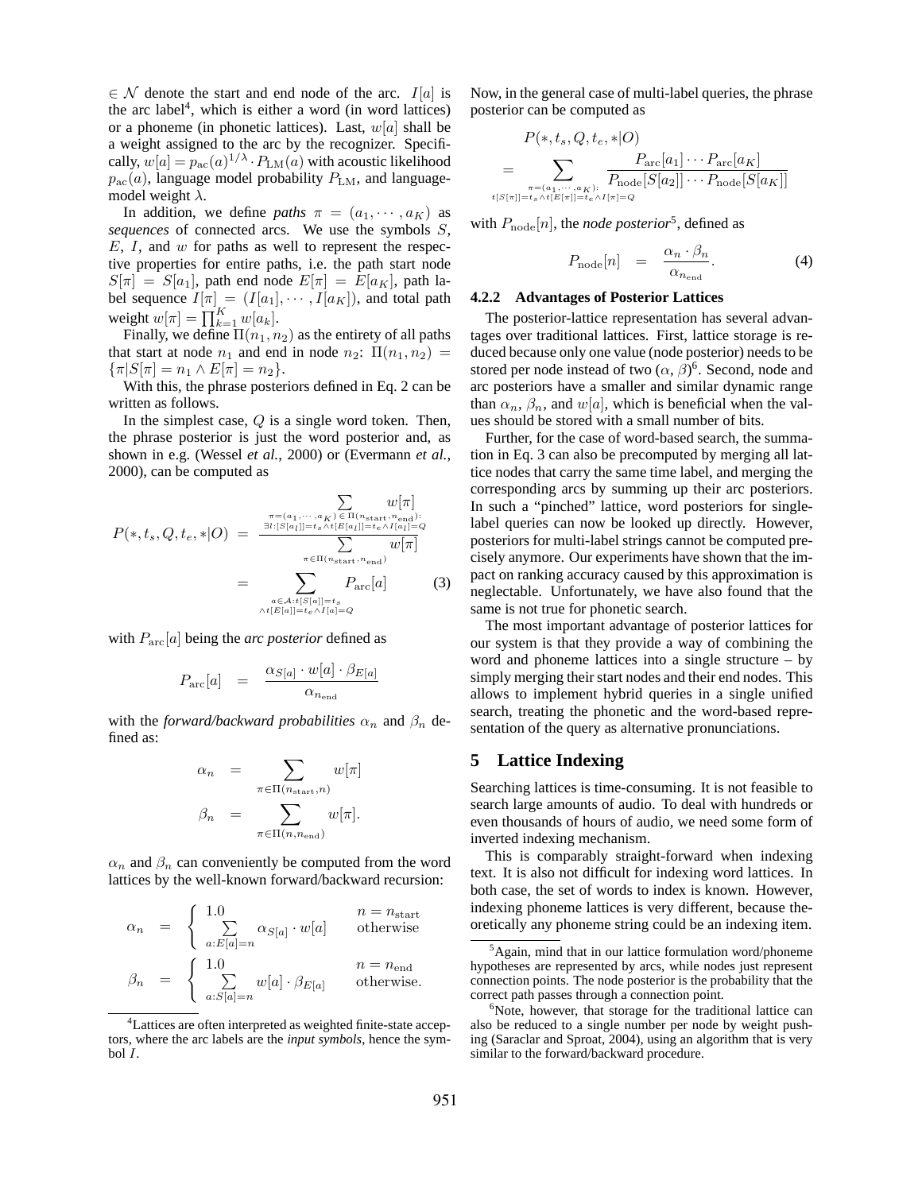$\in \mathcal{N}$ denote the start and end node of the arc. $I[a]$ is the arc label[4], which is either a word (in word lattices) or a phoneme (in phonetic lattices). Last, $w[a]$ shall be a weight assigned to the arc by the recognizer. Specifically, $w[a] = p_{\text{ac}}(a)^{1/\lambda} \cdot P_{\text{LM}}(a)$ with acoustic likelihood $p_{\text{ac}}(a)$, language model probability $P_{\text{LM}}$, and language-model weight $\lambda$.

In addition, we define *paths* $\pi = (a_1, \cdots, a_K)$ as *sequences* of connected arcs. We use the symbols $S$, $E$, $I$, and $w$ for paths as well to represent the respective properties for entire paths, i.e. the path start node $S[\pi] = S[a_1]$, path end node $E[\pi] = E[a_K]$, path label sequence $I[\pi] = (I[a_1], \cdots, I[a_K])$, and total path weight $w[\pi] = \prod_{k=1}^{K} w[a_k]$.

Finally, we define $\Pi(n_1, n_2)$ as the entirety of all paths that start at node $n_1$ and end in node $n_2$: $\Pi(n_1, n_2) = \{\pi | S[\pi] = n_1 \wedge E[\pi] = n_2\}$.

With this, the phrase posteriors defined in Eq. 2 can be written as follows.

In the simplest case, $Q$ is a single word token. Then, the phrase posterior is just the word posterior and, as shown in e.g. (Wessel *et al.*, 2000) or (Evermann *et al.*, 2000), can be computed as

$$
\begin{aligned}
P(*, t_s, Q, t_e, *|O) &= \frac{\displaystyle\sum_{\substack{\pi=(a_1,\cdots,a_K) \in \Pi(n_{\text{start}},n_{\text{end}}): \\ \exists l:[S[a_l]]=t_s \wedge t[E[a_l]]=t_e \wedge I[a_l]=Q}} w[\pi]}{\displaystyle\sum_{\pi \in \Pi(n_{\text{start}},n_{\text{end}})} w[\pi]} \\
&= \sum_{\substack{a \in \mathcal{A}: t[S[a]]=t_s \\ \wedge t[E[a]]=t_e \wedge I[a]=Q}} P_{\text{arc}}[a] \qquad (3)
\end{aligned}
$$

with $P_{\text{arc}}[a]$ being the *arc posterior* defined as

$$
P_{\text{arc}}[a] = \frac{\alpha_{S[a]} \cdot w[a] \cdot \beta_{E[a]}}{\alpha_{n_{\text{end}}}}
$$

with the *forward/backward probabilities* $\alpha_n$ and $\beta_n$ defined as:

$$
\begin{aligned}
\alpha_n &= \sum_{\pi \in \Pi(n_{\text{start}},n)} w[\pi] \\
\beta_n &= \sum_{\pi \in \Pi(n,n_{\text{end}})} w[\pi].
\end{aligned}
$$

$\alpha_n$ and $\beta_n$ can conveniently be computed from the word lattices by the well-known forward/backward recursion:

$$
\begin{aligned}
\alpha_n &= \begin{cases} 1.0 & n = n_{\text{start}} \\ \displaystyle\sum_{a:E[a]=n} \alpha_{S[a]} \cdot w[a] & \text{otherwise} \end{cases} \\
\beta_n &= \begin{cases} 1.0 & n = n_{\text{end}} \\ \displaystyle\sum_{a:S[a]=n} w[a] \cdot \beta_{E[a]} & \text{otherwise.} \end{cases}
\end{aligned}
$$

Now, in the general case of multi-label queries, the phrase posterior can be computed as

$$
\begin{aligned}
&P(*, t_s, Q, t_e, *|O) \\
&= \sum_{\substack{\pi=(a_1,\cdots,a_K): \\ t[S[\pi]]=t_s \wedge t[E[\pi]]=t_e \wedge I[\pi]=Q}} \frac{P_{\text{arc}}[a_1] \cdots P_{\text{arc}}[a_K]}{P_{\text{node}}[S[a_2]] \cdots P_{\text{node}}[S[a_K]]}
\end{aligned}
$$

with $P_{\text{node}}[n]$, the *node posterior*[5], defined as

$$
P_{\text{node}}[n] = \frac{\alpha_n \cdot \beta_n}{\alpha_{n_{\text{end}}}}. \qquad (4)
$$

#### 4.2.2 Advantages of Posterior Lattices

The posterior-lattice representation has several advantages over traditional lattices. First, lattice storage is reduced because only one value (node posterior) needs to be stored per node instead of two ($\alpha$, $\beta$)[6]. Second, node and arc posteriors have a smaller and similar dynamic range than $\alpha_n$, $\beta_n$, and $w[a]$, which is beneficial when the values should be stored with a small number of bits.

Further, for the case of word-based search, the summation in Eq. 3 can also be precomputed by merging all lattice nodes that carry the same time label, and merging the corresponding arcs by summing up their arc posteriors. In such a "pinched" lattice, word posteriors for single-label queries can now be looked up directly. However, posteriors for multi-label strings cannot be computed precisely anymore. Our experiments have shown that the impact on ranking accuracy caused by this approximation is neglectable. Unfortunately, we have also found that the same is not true for phonetic search.

The most important advantage of posterior lattices for our system is that they provide a way of combining the word and phoneme lattices into a single structure – by simply merging their start nodes and their end nodes. This allows to implement hybrid queries in a single unified search, treating the phonetic and the word-based representation of the query as alternative pronunciations.

## 5 Lattice Indexing

Searching lattices is time-consuming. It is not feasible to search large amounts of audio. To deal with hundreds or even thousands of hours of audio, we need some form of inverted indexing mechanism.

This is comparably straight-forward when indexing text. It is also not difficult for indexing word lattices. In both case, the set of words to index is known. However, indexing phoneme lattices is very different, because theoretically any phoneme string could be an indexing item.

[4] Lattices are often interpreted as weighted finite-state acceptors, where the arc labels are the *input symbols*, hence the symbol $I$.

[5] Again, mind that in our lattice formulation word/phoneme hypotheses are represented by arcs, while nodes just represent connection points. The node posterior is the probability that the correct path passes through a connection point.

[6] Note, however, that storage for the traditional lattice can also be reduced to a single number per node by weight pushing (Saraclar and Sproat, 2004), using an algorithm that is very similar to the forward/backward procedure.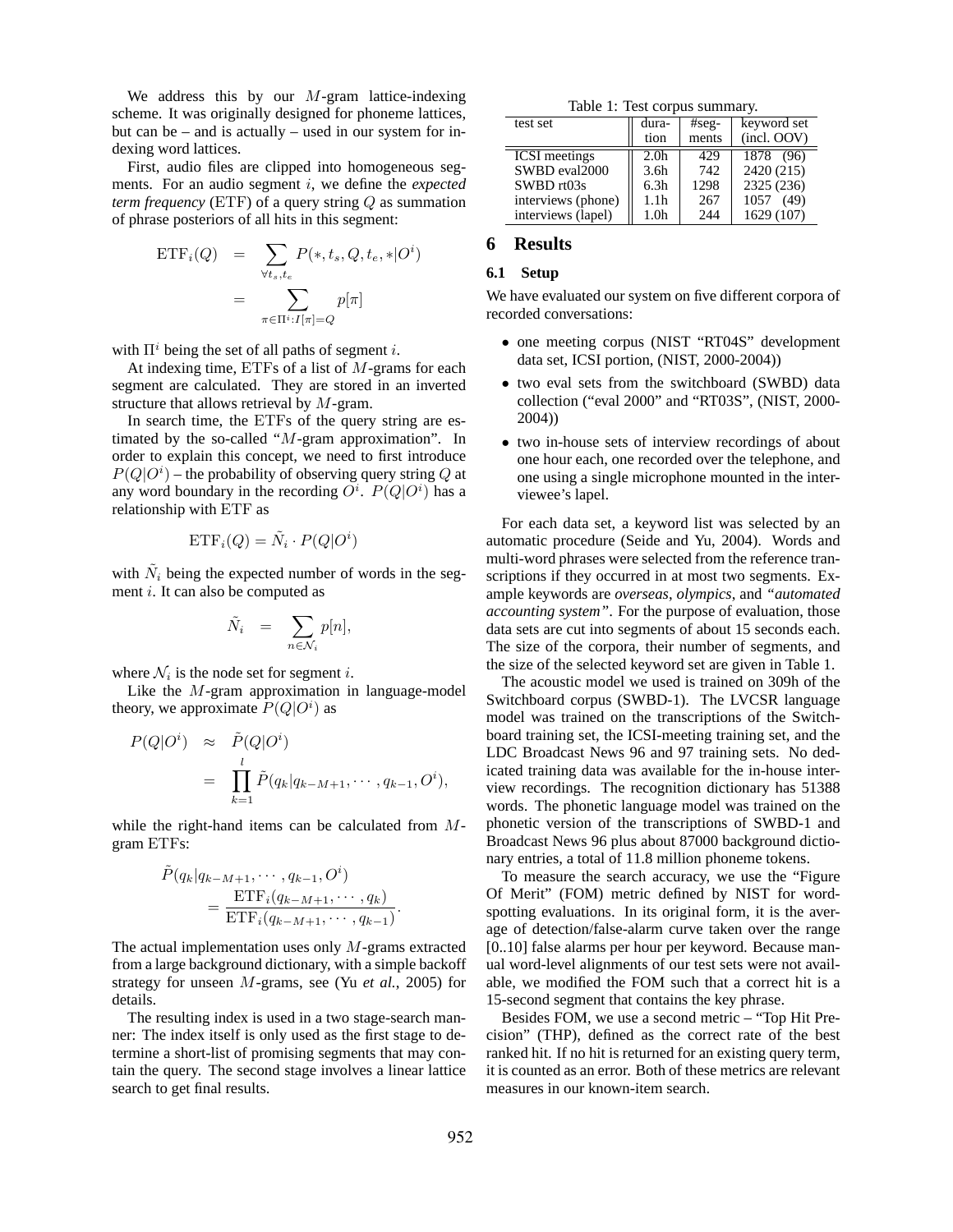We address this by our $M$-gram lattice-indexing scheme. It was originally designed for phoneme lattices, but can be – and is actually – used in our system for indexing word lattices.

First, audio files are clipped into homogeneous segments. For an audio segment $i$, we define the *expected term frequency* (ETF) of a query string $Q$ as summation of phrase posteriors of all hits in this segment:

$$\begin{aligned}\mathrm{ETF}_i(Q) &= \sum_{\forall t_s, t_e} P(*, t_s, Q, t_e, *|O^i) \\ &= \sum_{\pi \in \Pi^i : I[\pi]=Q} p[\pi]\end{aligned}$$

with $\Pi^i$ being the set of all paths of segment $i$.

At indexing time, ETFs of a list of $M$-grams for each segment are calculated. They are stored in an inverted structure that allows retrieval by $M$-gram.

In search time, the ETFs of the query string are estimated by the so-called "$M$-gram approximation". In order to explain this concept, we need to first introduce $P(Q|O^i)$ – the probability of observing query string $Q$ at any word boundary in the recording $O^i$. $P(Q|O^i)$ has a relationship with ETF as

$$\mathrm{ETF}_i(Q) = \tilde{N}_i \cdot P(Q|O^i)$$

with $\tilde{N}_i$ being the expected number of words in the segment $i$. It can also be computed as

$$\tilde{N}_i = \sum_{n \in \mathcal{N}_i} p[n],$$

where $\mathcal{N}_i$ is the node set for segment $i$.

Like the $M$-gram approximation in language-model theory, we approximate $P(Q|O^i)$ as

$$\begin{aligned}P(Q|O^i) &\approx \tilde{P}(Q|O^i) \\ &= \prod_{k=1}^{l} \tilde{P}(q_k|q_{k-M+1}, \cdots, q_{k-1}, O^i),\end{aligned}$$

while the right-hand items can be calculated from $M$-gram ETFs:

$$\begin{aligned}&\tilde{P}(q_k|q_{k-M+1}, \cdots, q_{k-1}, O^i) \\ &\quad = \frac{\mathrm{ETF}_i(q_{k-M+1}, \cdots, q_k)}{\mathrm{ETF}_i(q_{k-M+1}, \cdots, q_{k-1})}.\end{aligned}$$

The actual implementation uses only $M$-grams extracted from a large background dictionary, with a simple backoff strategy for unseen $M$-grams, see (Yu *et al.*, 2005) for details.

The resulting index is used in a two stage-search manner: The index itself is only used as the first stage to determine a short-list of promising segments that may contain the query. The second stage involves a linear lattice search to get final results.

Table 1: Test corpus summary.

| test set | duration | #segments | keyword set (incl. OOV) |
|---|---|---|---|
| ICSI meetings | 2.0h | 429 | 1878 (96) |
| SWBD eval2000 | 3.6h | 742 | 2420 (215) |
| SWBD rt03s | 6.3h | 1298 | 2325 (236) |
| interviews (phone) | 1.1h | 267 | 1057 (49) |
| interviews (lapel) | 1.0h | 244 | 1629 (107) |

## 6 Results

### 6.1 Setup

We have evaluated our system on five different corpora of recorded conversations:

- one meeting corpus (NIST "RT04S" development data set, ICSI portion, (NIST, 2000-2004))
- two eval sets from the switchboard (SWBD) data collection ("eval 2000" and "RT03S", (NIST, 2000-2004))
- two in-house sets of interview recordings of about one hour each, one recorded over the telephone, and one using a single microphone mounted in the interviewee's lapel.

For each data set, a keyword list was selected by an automatic procedure (Seide and Yu, 2004). Words and multi-word phrases were selected from the reference transcriptions if they occurred in at most two segments. Example keywords are *overseas*, *olympics*, and *"automated accounting system"*. For the purpose of evaluation, those data sets are cut into segments of about 15 seconds each. The size of the corpora, their number of segments, and the size of the selected keyword set are given in Table 1.

The acoustic model we used is trained on 309h of the Switchboard corpus (SWBD-1). The LVCSR language model was trained on the transcriptions of the Switchboard training set, the ICSI-meeting training set, and the LDC Broadcast News 96 and 97 training sets. No dedicated training data was available for the in-house interview recordings. The recognition dictionary has 51388 words. The phonetic language model was trained on the phonetic version of the transcriptions of SWBD-1 and Broadcast News 96 plus about 87000 background dictionary entries, a total of 11.8 million phoneme tokens.

To measure the search accuracy, we use the "Figure Of Merit" (FOM) metric defined by NIST for word-spotting evaluations. In its original form, it is the average of detection/false-alarm curve taken over the range [0..10] false alarms per hour per keyword. Because manual word-level alignments of our test sets were not available, we modified the FOM such that a correct hit is a 15-second segment that contains the key phrase.

Besides FOM, we use a second metric – "Top Hit Precision" (THP), defined as the correct rate of the best ranked hit. If no hit is returned for an existing query term, it is counted as an error. Both of these metrics are relevant measures in our known-item search.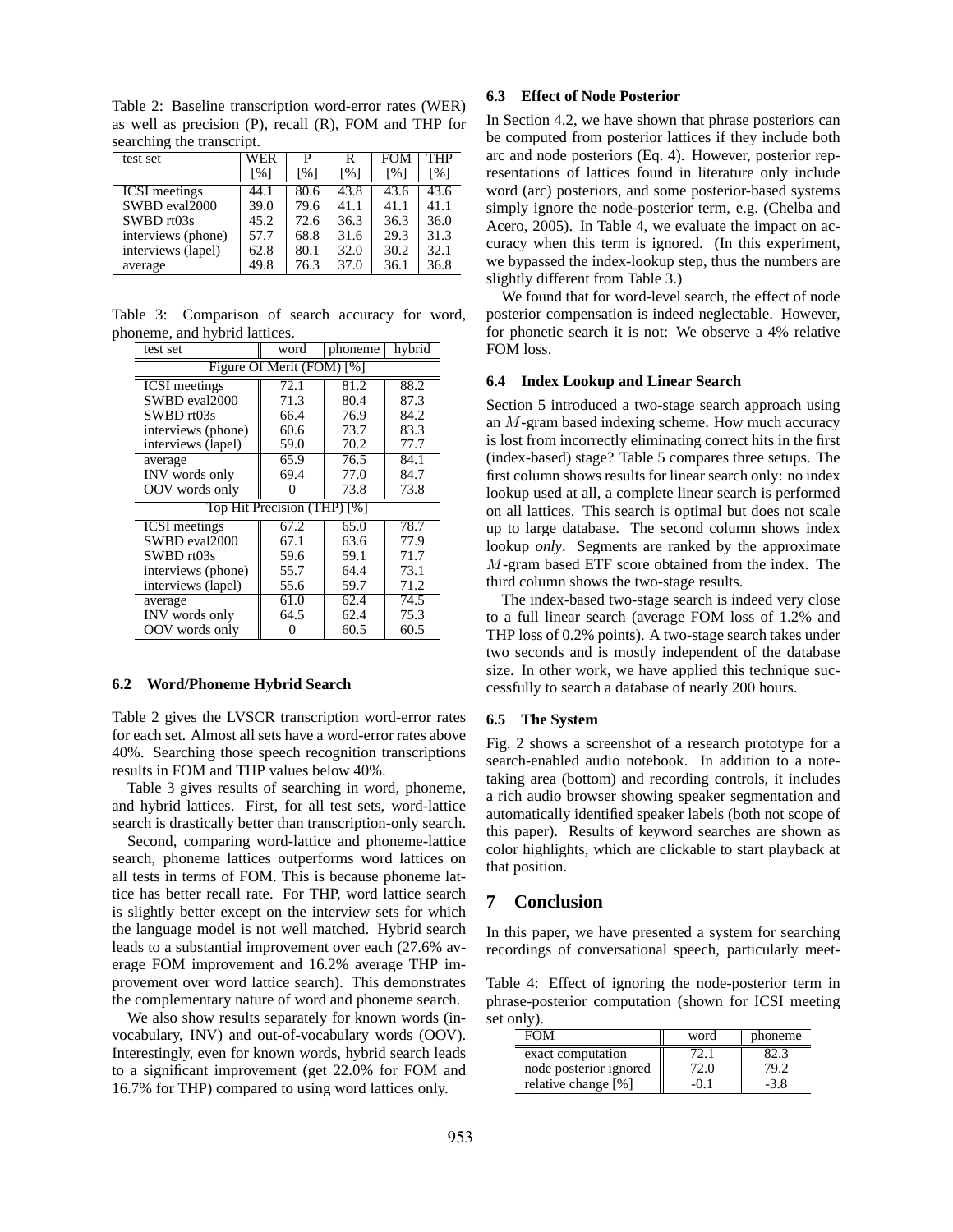Table 2: Baseline transcription word-error rates (WER) as well as precision (P), recall (R), FOM and THP for searching the transcript.

| test set | WER [%] | P [%] | R [%] | FOM [%] | THP [%] |
|---|---|---|---|---|---|
| ICSI meetings | 44.1 | 80.6 | 43.8 | 43.6 | 43.6 |
| SWBD eval2000 | 39.0 | 79.6 | 41.1 | 41.1 | 41.1 |
| SWBD rt03s | 45.2 | 72.6 | 36.3 | 36.3 | 36.0 |
| interviews (phone) | 57.7 | 68.8 | 31.6 | 29.3 | 31.3 |
| interviews (lapel) | 62.8 | 80.1 | 32.0 | 30.2 | 32.1 |
| average | 49.8 | 76.3 | 37.0 | 36.1 | 36.8 |

Table 3: Comparison of search accuracy for word, phoneme, and hybrid lattices.

| test set | word | phoneme | hybrid |
|---|---|---|---|
| Figure Of Merit (FOM) [%] | | | |
| ICSI meetings | 72.1 | 81.2 | 88.2 |
| SWBD eval2000 | 71.3 | 80.4 | 87.3 |
| SWBD rt03s | 66.4 | 76.9 | 84.2 |
| interviews (phone) | 60.6 | 73.7 | 83.3 |
| interviews (lapel) | 59.0 | 70.2 | 77.7 |
| average | 65.9 | 76.5 | 84.1 |
| INV words only | 69.4 | 77.0 | 84.7 |
| OOV words only | 0 | 73.8 | 73.8 |
| Top Hit Precision (THP) [%] | | | |
| ICSI meetings | 67.2 | 65.0 | 78.7 |
| SWBD eval2000 | 67.1 | 63.6 | 77.9 |
| SWBD rt03s | 59.6 | 59.1 | 71.7 |
| interviews (phone) | 55.7 | 64.4 | 73.1 |
| interviews (lapel) | 55.6 | 59.7 | 71.2 |
| average | 61.0 | 62.4 | 74.5 |
| INV words only | 64.5 | 62.4 | 75.3 |
| OOV words only | 0 | 60.5 | 60.5 |

### 6.2 Word/Phoneme Hybrid Search

Table 2 gives the LVSCR transcription word-error rates for each set. Almost all sets have a word-error rates above 40%. Searching those speech recognition transcriptions results in FOM and THP values below 40%.

Table 3 gives results of searching in word, phoneme, and hybrid lattices. First, for all test sets, word-lattice search is drastically better than transcription-only search.

Second, comparing word-lattice and phoneme-lattice search, phoneme lattices outperforms word lattices on all tests in terms of FOM. This is because phoneme lattice has better recall rate. For THP, word lattice search is slightly better except on the interview sets for which the language model is not well matched. Hybrid search leads to a substantial improvement over each (27.6% average FOM improvement and 16.2% average THP improvement over word lattice search). This demonstrates the complementary nature of word and phoneme search.

We also show results separately for known words (in-vocabulary, INV) and out-of-vocabulary words (OOV). Interestingly, even for known words, hybrid search leads to a significant improvement (get 22.0% for FOM and 16.7% for THP) compared to using word lattices only.

### 6.3 Effect of Node Posterior

In Section 4.2, we have shown that phrase posteriors can be computed from posterior lattices if they include both arc and node posteriors (Eq. 4). However, posterior representations of lattices found in literature only include word (arc) posteriors, and some posterior-based systems simply ignore the node-posterior term, e.g. (Chelba and Acero, 2005). In Table 4, we evaluate the impact on accuracy when this term is ignored. (In this experiment, we bypassed the index-lookup step, thus the numbers are slightly different from Table 3.)

We found that for word-level search, the effect of node posterior compensation is indeed neglectable. However, for phonetic search it is not: We observe a 4% relative FOM loss.

### 6.4 Index Lookup and Linear Search

Section 5 introduced a two-stage search approach using an $M$-gram based indexing scheme. How much accuracy is lost from incorrectly eliminating correct hits in the first (index-based) stage? Table 5 compares three setups. The first column shows results for linear search only: no index lookup used at all, a complete linear search is performed on all lattices. This search is optimal but does not scale up to large database. The second column shows index lookup *only*. Segments are ranked by the approximate $M$-gram based ETF score obtained from the index. The third column shows the two-stage results.

The index-based two-stage search is indeed very close to a full linear search (average FOM loss of 1.2% and THP loss of 0.2% points). A two-stage search takes under two seconds and is mostly independent of the database size. In other work, we have applied this technique successfully to search a database of nearly 200 hours.

### 6.5 The System

Fig. 2 shows a screenshot of a research prototype for a search-enabled audio notebook. In addition to a note-taking area (bottom) and recording controls, it includes a rich audio browser showing speaker segmentation and automatically identified speaker labels (both not scope of this paper). Results of keyword searches are shown as color highlights, which are clickable to start playback at that position.

## 7 Conclusion

In this paper, we have presented a system for searching recordings of conversational speech, particularly meet-

Table 4: Effect of ignoring the node-posterior term in phrase-posterior computation (shown for ICSI meeting set only).

| FOM | word | phoneme |
|---|---|---|
| exact computation | 72.1 | 82.3 |
| node posterior ignored | 72.0 | 79.2 |
| relative change [%] | -0.1 | -3.8 |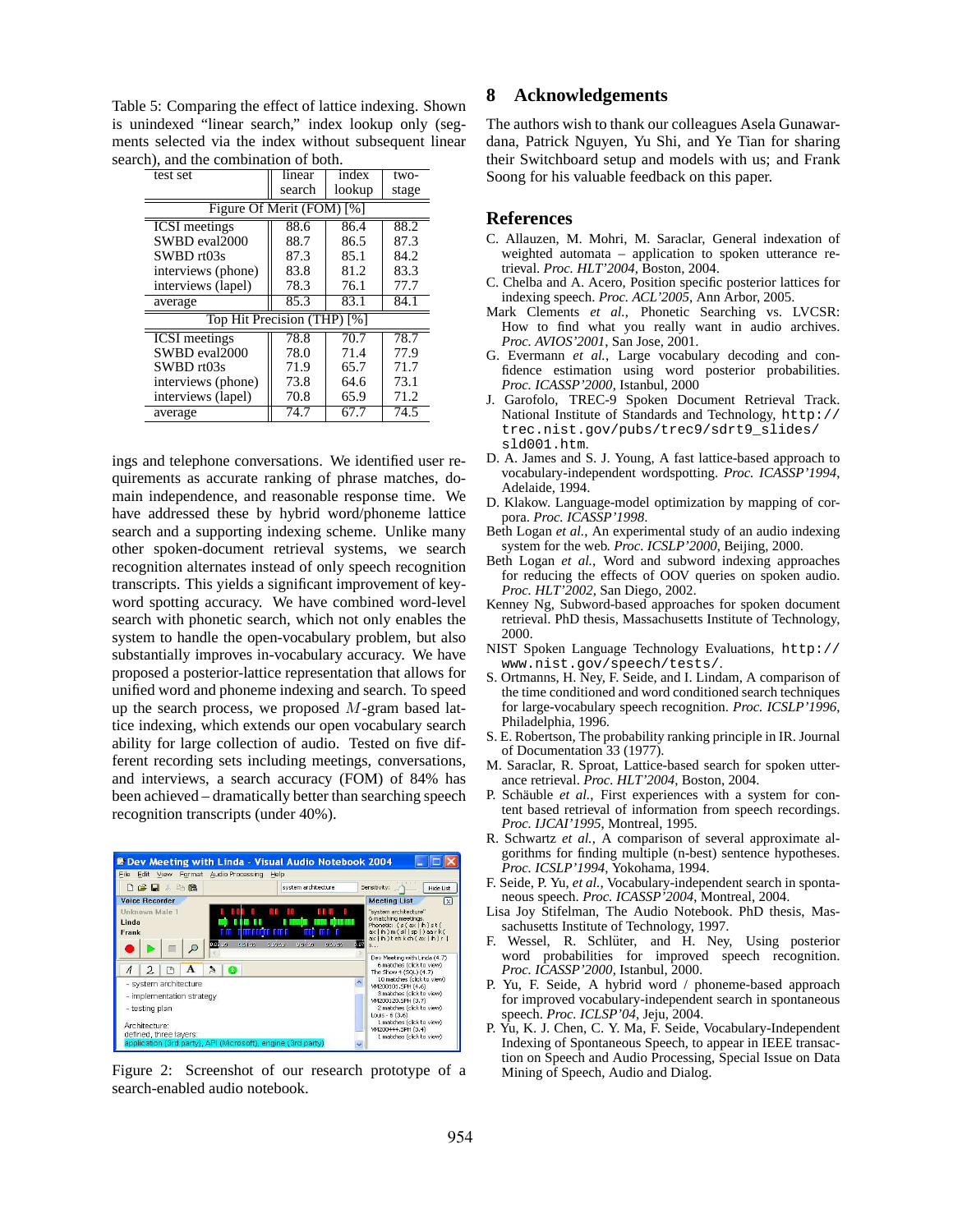Table 5: Comparing the effect of lattice indexing. Shown is unindexed "linear search," index lookup only (segments selected via the index without subsequent linear search), and the combination of both.

| test set | linear search | index lookup | two-stage |
|---|---|---|---|
| Figure Of Merit (FOM) [%] | | | |
| ICSI meetings | 88.6 | 86.4 | 88.2 |
| SWBD eval2000 | 88.7 | 86.5 | 87.3 |
| SWBD rt03s | 87.3 | 85.1 | 84.2 |
| interviews (phone) | 83.8 | 81.2 | 83.3 |
| interviews (lapel) | 78.3 | 76.1 | 77.7 |
| average | 85.3 | 83.1 | 84.1 |
| Top Hit Precision (THP) [%] | | | |
| ICSI meetings | 78.8 | 70.7 | 78.7 |
| SWBD eval2000 | 78.0 | 71.4 | 77.9 |
| SWBD rt03s | 71.9 | 65.7 | 71.7 |
| interviews (phone) | 73.8 | 64.6 | 73.1 |
| interviews (lapel) | 70.8 | 65.9 | 71.2 |
| average | 74.7 | 67.7 | 74.5 |

ings and telephone conversations. We identified user requirements as accurate ranking of phrase matches, domain independence, and reasonable response time. We have addressed these by hybrid word/phoneme lattice search and a supporting indexing scheme. Unlike many other spoken-document retrieval systems, we search recognition alternates instead of only speech recognition transcripts. This yields a significant improvement of keyword spotting accuracy. We have combined word-level search with phonetic search, which not only enables the system to handle the open-vocabulary problem, but also substantially improves in-vocabulary accuracy. We have proposed a posterior-lattice representation that allows for unified word and phoneme indexing and search. To speed up the search process, we proposed $M$-gram based lattice indexing, which extends our open vocabulary search ability for large collection of audio. Tested on five different recording sets including meetings, conversations, and interviews, a search accuracy (FOM) of 84% has been achieved – dramatically better than searching speech recognition transcripts (under 40%).

Figure 2: Screenshot of our research prototype of a search-enabled audio notebook.

## 8 Acknowledgements

The authors wish to thank our colleagues Asela Gunawardana, Patrick Nguyen, Yu Shi, and Ye Tian for sharing their Switchboard setup and models with us; and Frank Soong for his valuable feedback on this paper.

## References

C. Allauzen, M. Mohri, M. Saraclar, General indexation of weighted automata – application to spoken utterance retrieval. *Proc. HLT'2004*, Boston, 2004.

C. Chelba and A. Acero, Position specific posterior lattices for indexing speech. *Proc. ACL'2005*, Ann Arbor, 2005.

Mark Clements *et al.*, Phonetic Searching vs. LVCSR: How to find what you really want in audio archives. *Proc. AVIOS'2001*, San Jose, 2001.

G. Evermann *et al.*, Large vocabulary decoding and confidence estimation using word posterior probabilities. *Proc. ICASSP'2000*, Istanbul, 2000

J. Garofolo, TREC-9 Spoken Document Retrieval Track. National Institute of Standards and Technology, http://trec.nist.gov/pubs/trec9/sdrt9_slides/sld001.htm.

D. A. James and S. J. Young, A fast lattice-based approach to vocabulary-independent wordspotting. *Proc. ICASSP'1994*, Adelaide, 1994.

D. Klakow. Language-model optimization by mapping of corpora. *Proc. ICASSP'1998*.

Beth Logan *et al.*, An experimental study of an audio indexing system for the web. *Proc. ICSLP'2000*, Beijing, 2000.

Beth Logan *et al.*, Word and subword indexing approaches for reducing the effects of OOV queries on spoken audio. *Proc. HLT'2002*, San Diego, 2002.

Kenney Ng, Subword-based approaches for spoken document retrieval. PhD thesis, Massachusetts Institute of Technology, 2000.

NIST Spoken Language Technology Evaluations, http://www.nist.gov/speech/tests/.

S. Ortmanns, H. Ney, F. Seide, and I. Lindam, A comparison of the time conditioned and word conditioned search techniques for large-vocabulary speech recognition. *Proc. ICSLP'1996*, Philadelphia, 1996.

S. E. Robertson, The probability ranking principle in IR. Journal of Documentation 33 (1977).

M. Saraclar, R. Sproat, Lattice-based search for spoken utterance retrieval. *Proc. HLT'2004*, Boston, 2004.

P. Schäuble *et al.*, First experiences with a system for content based retrieval of information from speech recordings. *Proc. IJCAI'1995*, Montreal, 1995.

R. Schwartz *et al.*, A comparison of several approximate algorithms for finding multiple (n-best) sentence hypotheses. *Proc. ICSLP'1994*, Yokohama, 1994.

F. Seide, P. Yu, *et al.*, Vocabulary-independent search in spontaneous speech. *Proc. ICASSP'2004*, Montreal, 2004.

Lisa Joy Stifelman, The Audio Notebook. PhD thesis, Massachusetts Institute of Technology, 1997.

F. Wessel, R. Schlüter, and H. Ney, Using posterior word probabilities for improved speech recognition. *Proc. ICASSP'2000*, Istanbul, 2000.

P. Yu, F. Seide, A hybrid word / phoneme-based approach for improved vocabulary-independent search in spontaneous speech. *Proc. ICLSP'04*, Jeju, 2004.

P. Yu, K. J. Chen, C. Y. Ma, F. Seide, Vocabulary-Independent Indexing of Spontaneous Speech, to appear in IEEE transaction on Speech and Audio Processing, Special Issue on Data Mining of Speech, Audio and Dialog.